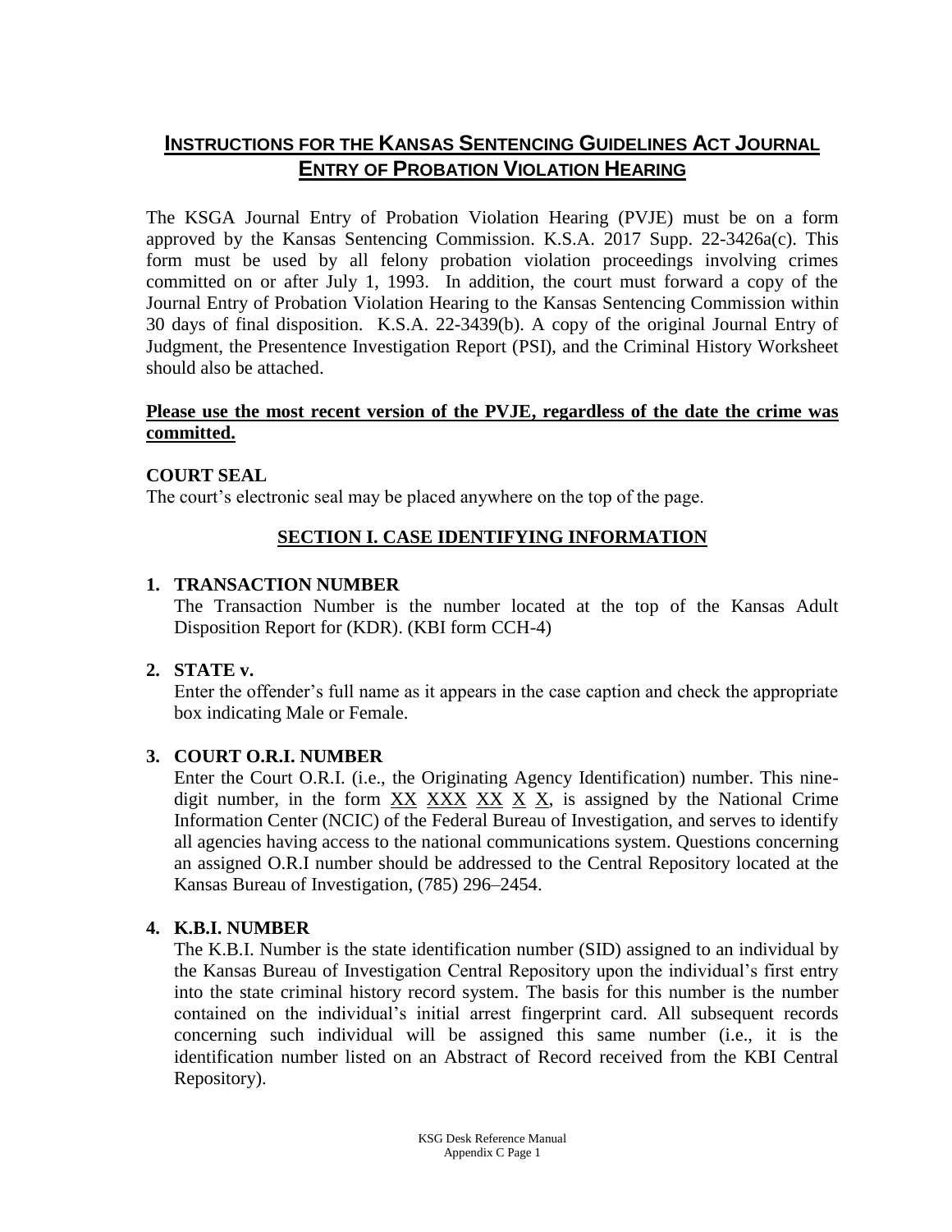# INSTRUCTIONS FOR THE KANSAS SENTENCING GUIDELINES ACT JOURNAL ENTRY OF PROBATION VIOLATION HEARING

The KSGA Journal Entry of Probation Violation Hearing (PVJE) must be on a form approved by the Kansas Sentencing Commission. K.S.A. 2017 Supp. 22-3426a(c). This form must be used by all felony probation violation proceedings involving crimes committed on or after July 1, 1993. In addition, the court must forward a copy of the Journal Entry of Probation Violation Hearing to the Kansas Sentencing Commission within 30 days of final disposition. K.S.A. 22-3439(b). A copy of the original Journal Entry of Judgment, the Presentence Investigation Report (PSI), and the Criminal History Worksheet should also be attached.

**Please use the most recent version of the PVJE, regardless of the date the crime was committed.**

**COURT SEAL**

The court's electronic seal may be placed anywhere on the top of the page.

## SECTION I. CASE IDENTIFYING INFORMATION

1. **TRANSACTION NUMBER**

   The Transaction Number is the number located at the top of the Kansas Adult Disposition Report for (KDR). (KBI form CCH-4)

2. **STATE v.**

   Enter the offender's full name as it appears in the case caption and check the appropriate box indicating Male or Female.

3. **COURT O.R.I. NUMBER**

   Enter the Court O.R.I. (i.e., the Originating Agency Identification) number. This nine-digit number, in the form XX XXX XX X X, is assigned by the National Crime Information Center (NCIC) of the Federal Bureau of Investigation, and serves to identify all agencies having access to the national communications system. Questions concerning an assigned O.R.I number should be addressed to the Central Repository located at the Kansas Bureau of Investigation, (785) 296–2454.

4. **K.B.I. NUMBER**

   The K.B.I. Number is the state identification number (SID) assigned to an individual by the Kansas Bureau of Investigation Central Repository upon the individual's first entry into the state criminal history record system. The basis for this number is the number contained on the individual's initial arrest fingerprint card. All subsequent records concerning such individual will be assigned this same number (i.e., it is the identification number listed on an Abstract of Record received from the KBI Central Repository).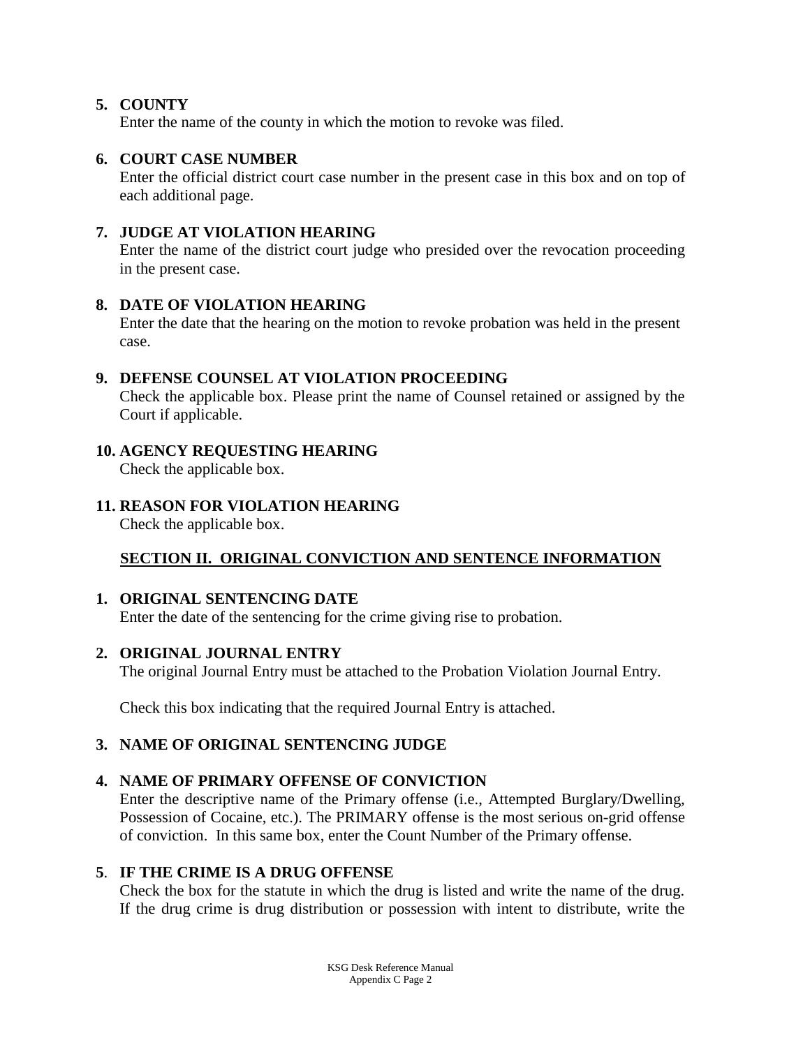5. **COUNTY**
   Enter the name of the county in which the motion to revoke was filed.

6. **COURT CASE NUMBER**
   Enter the official district court case number in the present case in this box and on top of each additional page.

7. **JUDGE AT VIOLATION HEARING**
   Enter the name of the district court judge who presided over the revocation proceeding in the present case.

8. **DATE OF VIOLATION HEARING**
   Enter the date that the hearing on the motion to revoke probation was held in the present case.

9. **DEFENSE COUNSEL AT VIOLATION PROCEEDING**
   Check the applicable box. Please print the name of Counsel retained or assigned by the Court if applicable.

10. **AGENCY REQUESTING HEARING**
    Check the applicable box.

11. **REASON FOR VIOLATION HEARING**
    Check the applicable box.

## SECTION II. ORIGINAL CONVICTION AND SENTENCE INFORMATION

1. **ORIGINAL SENTENCING DATE**
   Enter the date of the sentencing for the crime giving rise to probation.

2. **ORIGINAL JOURNAL ENTRY**
   The original Journal Entry must be attached to the Probation Violation Journal Entry.

   Check this box indicating that the required Journal Entry is attached.

3. **NAME OF ORIGINAL SENTENCING JUDGE**

4. **NAME OF PRIMARY OFFENSE OF CONVICTION**
   Enter the descriptive name of the Primary offense (i.e., Attempted Burglary/Dwelling, Possession of Cocaine, etc.). The PRIMARY offense is the most serious on-grid offense of conviction. In this same box, enter the Count Number of the Primary offense.

5. **IF THE CRIME IS A DRUG OFFENSE**
   Check the box for the statute in which the drug is listed and write the name of the drug. If the drug crime is drug distribution or possession with intent to distribute, write the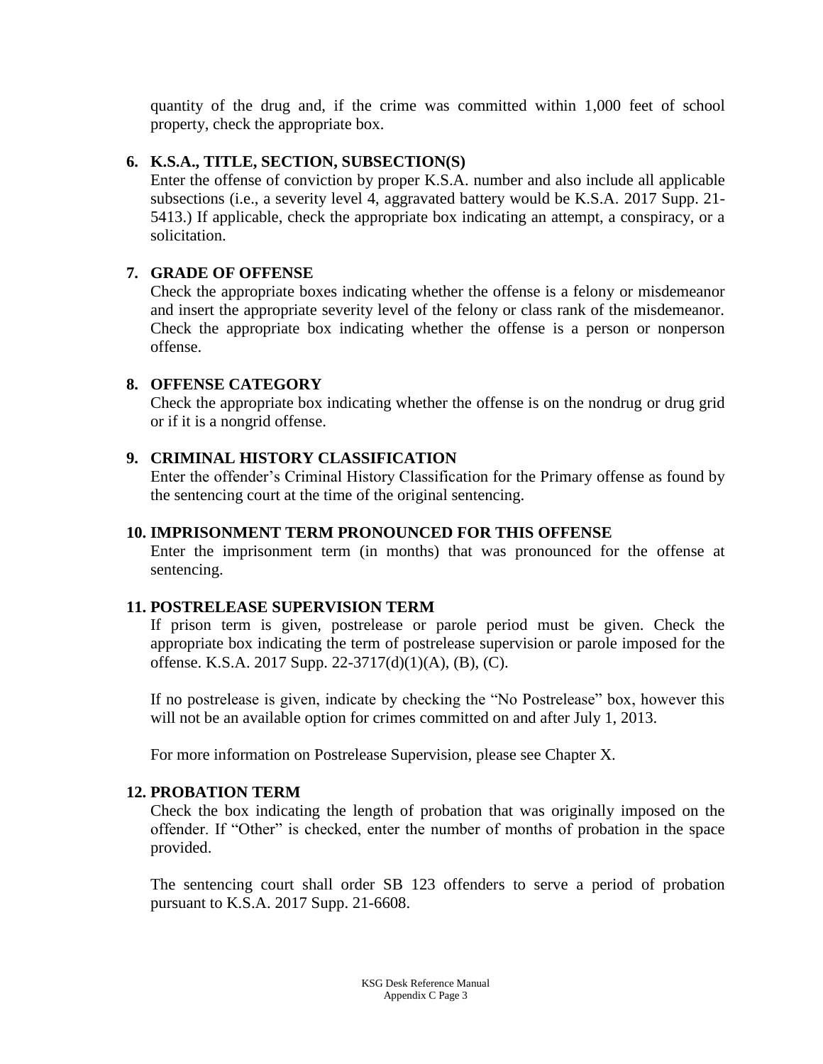quantity of the drug and, if the crime was committed within 1,000 feet of school property, check the appropriate box.

6. **K.S.A., TITLE, SECTION, SUBSECTION(S)**
   Enter the offense of conviction by proper K.S.A. number and also include all applicable subsections (i.e., a severity level 4, aggravated battery would be K.S.A. 2017 Supp. 21-5413.) If applicable, check the appropriate box indicating an attempt, a conspiracy, or a solicitation.

7. **GRADE OF OFFENSE**
   Check the appropriate boxes indicating whether the offense is a felony or misdemeanor and insert the appropriate severity level of the felony or class rank of the misdemeanor. Check the appropriate box indicating whether the offense is a person or nonperson offense.

8. **OFFENSE CATEGORY**
   Check the appropriate box indicating whether the offense is on the nondrug or drug grid or if it is a nongrid offense.

9. **CRIMINAL HISTORY CLASSIFICATION**
   Enter the offender's Criminal History Classification for the Primary offense as found by the sentencing court at the time of the original sentencing.

10. **IMPRISONMENT TERM PRONOUNCED FOR THIS OFFENSE**
    Enter the imprisonment term (in months) that was pronounced for the offense at sentencing.

11. **POSTRELEASE SUPERVISION TERM**
    If prison term is given, postrelease or parole period must be given. Check the appropriate box indicating the term of postrelease supervision or parole imposed for the offense. K.S.A. 2017 Supp. 22-3717(d)(1)(A), (B), (C).

    If no postrelease is given, indicate by checking the "No Postrelease" box, however this will not be an available option for crimes committed on and after July 1, 2013.

    For more information on Postrelease Supervision, please see Chapter X.

12. **PROBATION TERM**
    Check the box indicating the length of probation that was originally imposed on the offender. If "Other" is checked, enter the number of months of probation in the space provided.

    The sentencing court shall order SB 123 offenders to serve a period of probation pursuant to K.S.A. 2017 Supp. 21-6608.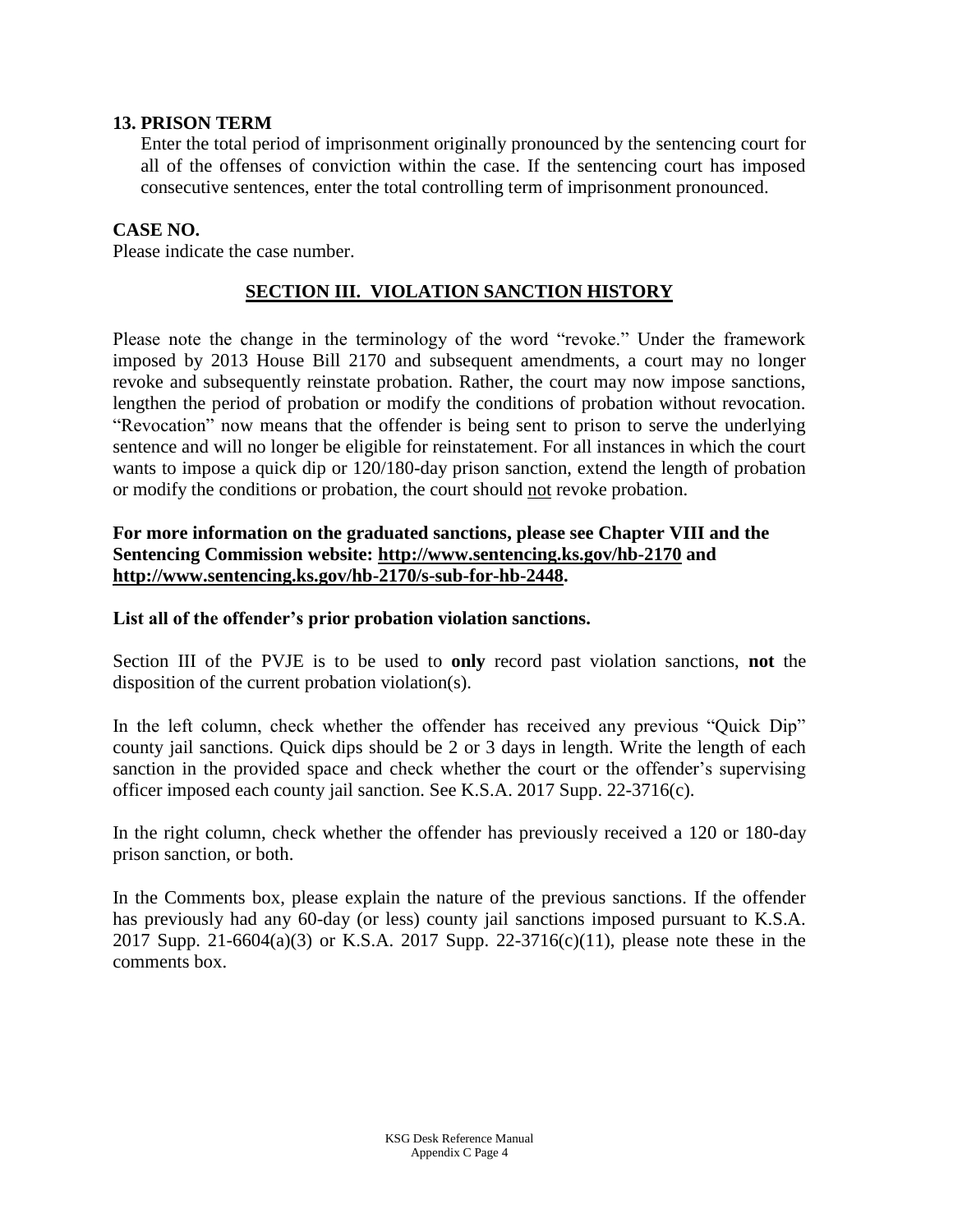**13. PRISON TERM**

Enter the total period of imprisonment originally pronounced by the sentencing court for all of the offenses of conviction within the case. If the sentencing court has imposed consecutive sentences, enter the total controlling term of imprisonment pronounced.

**CASE NO.**

Please indicate the case number.

## SECTION III. VIOLATION SANCTION HISTORY

Please note the change in the terminology of the word "revoke." Under the framework imposed by 2013 House Bill 2170 and subsequent amendments, a court may no longer revoke and subsequently reinstate probation. Rather, the court may now impose sanctions, lengthen the period of probation or modify the conditions of probation without revocation. "Revocation" now means that the offender is being sent to prison to serve the underlying sentence and will no longer be eligible for reinstatement. For all instances in which the court wants to impose a quick dip or 120/180-day prison sanction, extend the length of probation or modify the conditions or probation, the court should not revoke probation.

**For more information on the graduated sanctions, please see Chapter VIII and the Sentencing Commission website: http://www.sentencing.ks.gov/hb-2170 and http://www.sentencing.ks.gov/hb-2170/s-sub-for-hb-2448.**

**List all of the offender's prior probation violation sanctions.**

Section III of the PVJE is to be used to **only** record past violation sanctions, **not** the disposition of the current probation violation(s).

In the left column, check whether the offender has received any previous "Quick Dip" county jail sanctions. Quick dips should be 2 or 3 days in length. Write the length of each sanction in the provided space and check whether the court or the offender's supervising officer imposed each county jail sanction. See K.S.A. 2017 Supp. 22-3716(c).

In the right column, check whether the offender has previously received a 120 or 180-day prison sanction, or both.

In the Comments box, please explain the nature of the previous sanctions. If the offender has previously had any 60-day (or less) county jail sanctions imposed pursuant to K.S.A. 2017 Supp. 21-6604(a)(3) or K.S.A. 2017 Supp. 22-3716(c)(11), please note these in the comments box.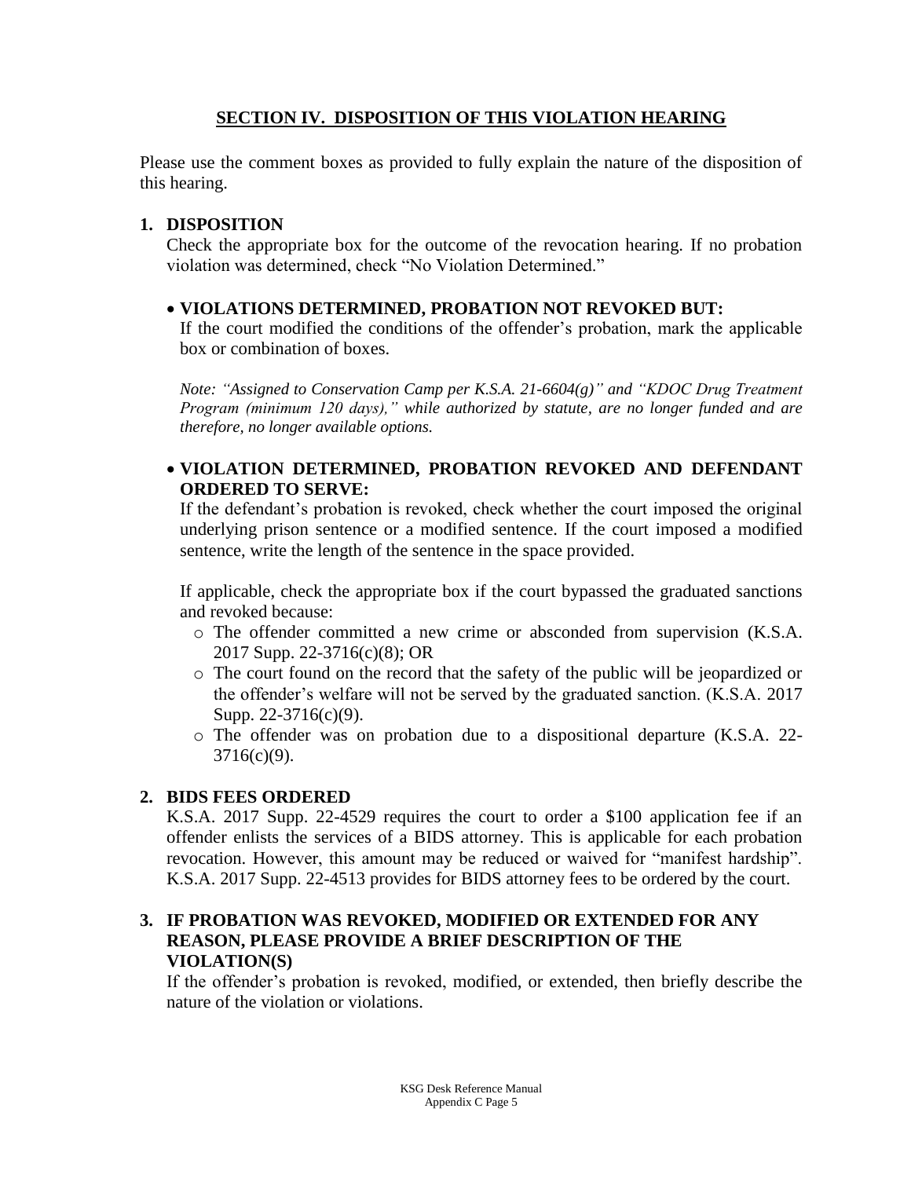## SECTION IV. DISPOSITION OF THIS VIOLATION HEARING

Please use the comment boxes as provided to fully explain the nature of the disposition of this hearing.

### 1. DISPOSITION

Check the appropriate box for the outcome of the revocation hearing. If no probation violation was determined, check "No Violation Determined."

- **VIOLATIONS DETERMINED, PROBATION NOT REVOKED BUT:**

  If the court modified the conditions of the offender's probation, mark the applicable box or combination of boxes.

  *Note: "Assigned to Conservation Camp per K.S.A. 21-6604(g)" and "KDOC Drug Treatment Program (minimum 120 days)," while authorized by statute, are no longer funded and are therefore, no longer available options.*

- **VIOLATION DETERMINED, PROBATION REVOKED AND DEFENDANT ORDERED TO SERVE:**

  If the defendant's probation is revoked, check whether the court imposed the original underlying prison sentence or a modified sentence. If the court imposed a modified sentence, write the length of the sentence in the space provided.

  If applicable, check the appropriate box if the court bypassed the graduated sanctions and revoked because:

  - The offender committed a new crime or absconded from supervision (K.S.A. 2017 Supp. 22-3716(c)(8); OR
  - The court found on the record that the safety of the public will be jeopardized or the offender's welfare will not be served by the graduated sanction. (K.S.A. 2017 Supp. 22-3716(c)(9).
  - The offender was on probation due to a dispositional departure (K.S.A. 22-3716(c)(9).

### 2. BIDS FEES ORDERED

K.S.A. 2017 Supp. 22-4529 requires the court to order a $100 application fee if an offender enlists the services of a BIDS attorney. This is applicable for each probation revocation. However, this amount may be reduced or waived for "manifest hardship". K.S.A. 2017 Supp. 22-4513 provides for BIDS attorney fees to be ordered by the court.

### 3. IF PROBATION WAS REVOKED, MODIFIED OR EXTENDED FOR ANY REASON, PLEASE PROVIDE A BRIEF DESCRIPTION OF THE VIOLATION(S)

If the offender's probation is revoked, modified, or extended, then briefly describe the nature of the violation or violations.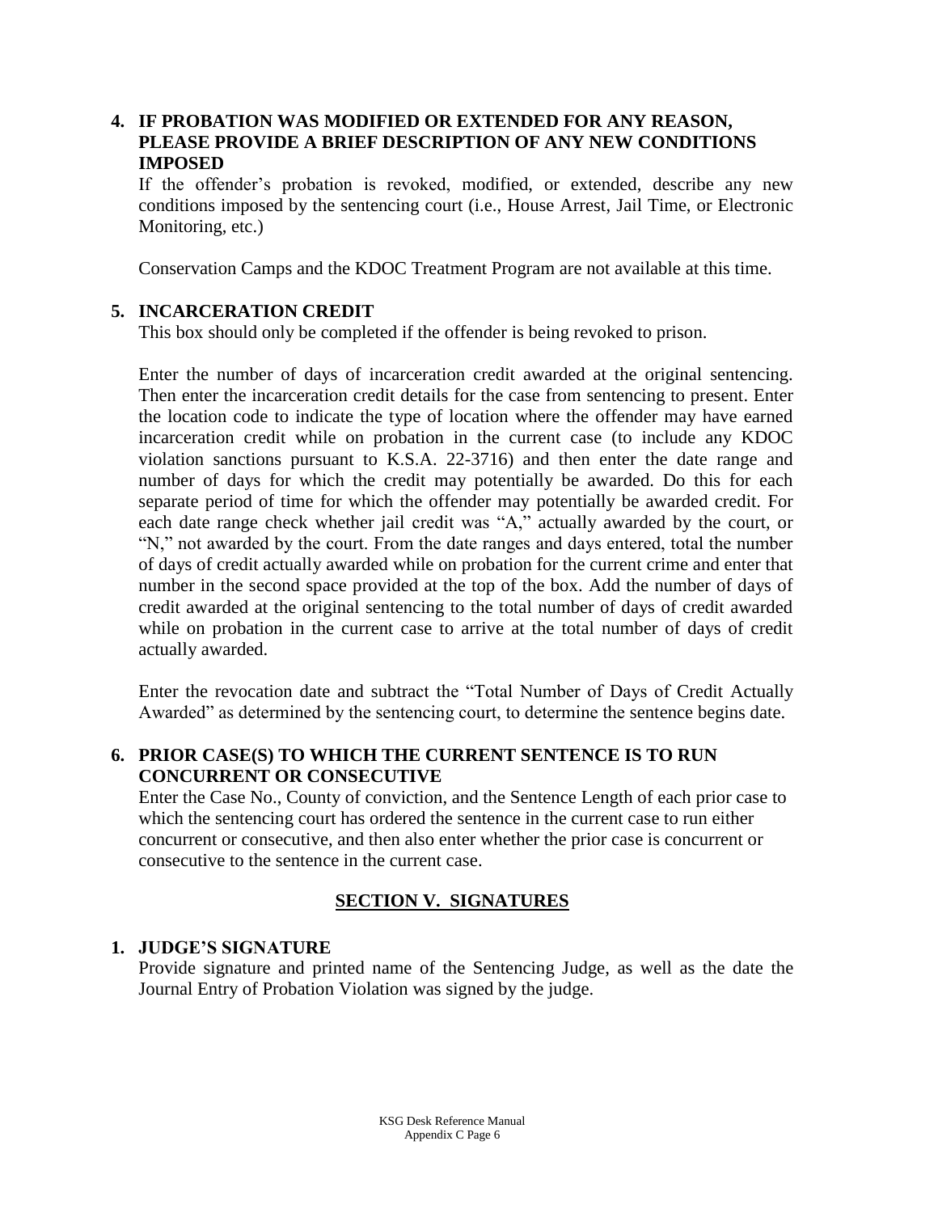**4. IF PROBATION WAS MODIFIED OR EXTENDED FOR ANY REASON, PLEASE PROVIDE A BRIEF DESCRIPTION OF ANY NEW CONDITIONS IMPOSED**

If the offender's probation is revoked, modified, or extended, describe any new conditions imposed by the sentencing court (i.e., House Arrest, Jail Time, or Electronic Monitoring, etc.)

Conservation Camps and the KDOC Treatment Program are not available at this time.

**5. INCARCERATION CREDIT**

This box should only be completed if the offender is being revoked to prison.

Enter the number of days of incarceration credit awarded at the original sentencing. Then enter the incarceration credit details for the case from sentencing to present. Enter the location code to indicate the type of location where the offender may have earned incarceration credit while on probation in the current case (to include any KDOC violation sanctions pursuant to K.S.A. 22-3716) and then enter the date range and number of days for which the credit may potentially be awarded. Do this for each separate period of time for which the offender may potentially be awarded credit. For each date range check whether jail credit was "A," actually awarded by the court, or "N," not awarded by the court. From the date ranges and days entered, total the number of days of credit actually awarded while on probation for the current crime and enter that number in the second space provided at the top of the box. Add the number of days of credit awarded at the original sentencing to the total number of days of credit awarded while on probation in the current case to arrive at the total number of days of credit actually awarded.

Enter the revocation date and subtract the "Total Number of Days of Credit Actually Awarded" as determined by the sentencing court, to determine the sentence begins date.

**6. PRIOR CASE(S) TO WHICH THE CURRENT SENTENCE IS TO RUN CONCURRENT OR CONSECUTIVE**

Enter the Case No., County of conviction, and the Sentence Length of each prior case to which the sentencing court has ordered the sentence in the current case to run either concurrent or consecutive, and then also enter whether the prior case is concurrent or consecutive to the sentence in the current case.

## SECTION V. SIGNATURES

**1. JUDGE'S SIGNATURE**

Provide signature and printed name of the Sentencing Judge, as well as the date the Journal Entry of Probation Violation was signed by the judge.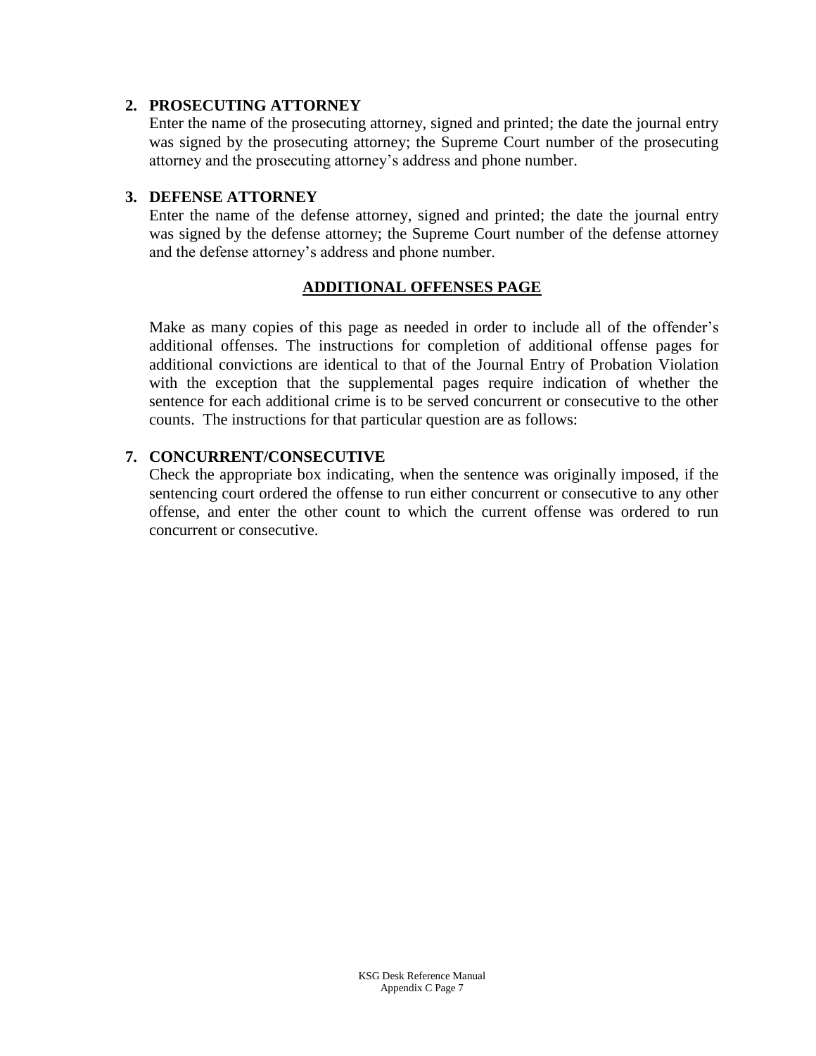**2. PROSECUTING ATTORNEY**

Enter the name of the prosecuting attorney, signed and printed; the date the journal entry was signed by the prosecuting attorney; the Supreme Court number of the prosecuting attorney and the prosecuting attorney's address and phone number.

**3. DEFENSE ATTORNEY**

Enter the name of the defense attorney, signed and printed; the date the journal entry was signed by the defense attorney; the Supreme Court number of the defense attorney and the defense attorney's address and phone number.

## ADDITIONAL OFFENSES PAGE

Make as many copies of this page as needed in order to include all of the offender's additional offenses. The instructions for completion of additional offense pages for additional convictions are identical to that of the Journal Entry of Probation Violation with the exception that the supplemental pages require indication of whether the sentence for each additional crime is to be served concurrent or consecutive to the other counts. The instructions for that particular question are as follows:

**7. CONCURRENT/CONSECUTIVE**

Check the appropriate box indicating, when the sentence was originally imposed, if the sentencing court ordered the offense to run either concurrent or consecutive to any other offense, and enter the other count to which the current offense was ordered to run concurrent or consecutive.